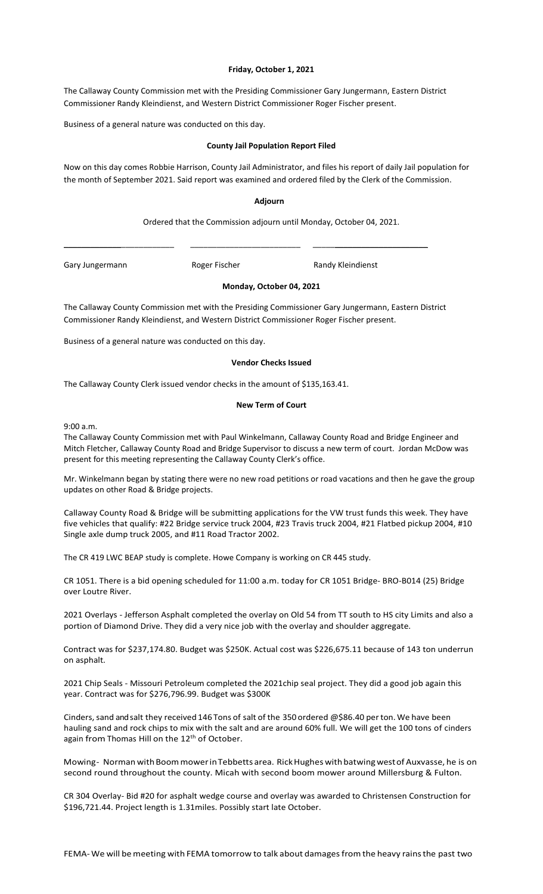**Friday, October 1, 2021**

The Callaway County Commission met with the Presiding Commissioner Gary Jungermann, Eastern District Commissioner Randy Kleindienst, and Western District Commissioner Roger Fischer present.

Business of a general nature was conducted on this day.

**County Jail Population Report Filed**

Now on this day comes Robbie Harrison, County Jail Administrator, and files his report of daily Jail population for the month of September 2021. Said report was examined and ordered filed by the Clerk of the Commission.

**Adjourn**

Ordered that the Commission adjourn until Monday, October 04, 2021.

Gary Jungermann Roger Fischer Randy Kleindienst

**Monday, October 04, 2021**

The Callaway County Commission met with the Presiding Commissioner Gary Jungermann, Eastern District Commissioner Randy Kleindienst, and Western District Commissioner Roger Fischer present.

Business of a general nature was conducted on this day.

**Vendor Checks Issued**

The Callaway County Clerk issued vendor checks in the amount of $135,163.41.

**New Term of Court**

9:00 a.m.
The Callaway County Commission met with Paul Winkelmann, Callaway County Road and Bridge Engineer and Mitch Fletcher, Callaway County Road and Bridge Supervisor to discuss a new term of court. Jordan McDow was present for this meeting representing the Callaway County Clerk's office.

Mr. Winkelmann began by stating there were no new road petitions or road vacations and then he gave the group updates on other Road & Bridge projects.

Callaway County Road & Bridge will be submitting applications for the VW trust funds this week. They have five vehicles that qualify: #22 Bridge service truck 2004, #23 Travis truck 2004, #21 Flatbed pickup 2004, #10 Single axle dump truck 2005, and #11 Road Tractor 2002.

The CR 419 LWC BEAP study is complete. Howe Company is working on CR 445 study.

CR 1051. There is a bid opening scheduled for 11:00 a.m. today for CR 1051 Bridge- BRO-B014 (25) Bridge over Loutre River.

2021 Overlays - Jefferson Asphalt completed the overlay on Old 54 from TT south to HS city Limits and also a portion of Diamond Drive. They did a very nice job with the overlay and shoulder aggregate.

Contract was for $237,174.80. Budget was $250K. Actual cost was $226,675.11 because of 143 ton underrun on asphalt.

2021 Chip Seals - Missouri Petroleum completed the 2021chip seal project. They did a good job again this year. Contract was for $276,796.99. Budget was $300K

Cinders, sand and salt they received 146 Tons of salt of the 350 ordered @$86.40 per ton. We have been hauling sand and rock chips to mix with the salt and are around 60% full. We will get the 100 tons of cinders again from Thomas Hill on the 12th of October.

Mowing- Norman with Boom mower in Tebbetts area. Rick Hughes with batwing west of Auxvasse, he is on second round throughout the county. Micah with second boom mower around Millersburg & Fulton.

CR 304 Overlay- Bid #20 for asphalt wedge course and overlay was awarded to Christensen Construction for $196,721.44. Project length is 1.31miles. Possibly start late October.

FEMA- We will be meeting with FEMA tomorrow to talk about damages from the heavy rains the past two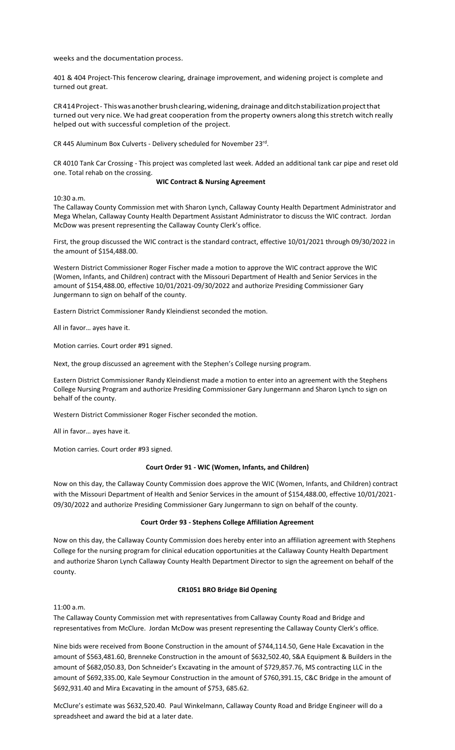weeks and the documentation process.

401 & 404 Project-This fencerow clearing, drainage improvement, and widening project is complete and turned out great.

CR414Project- This was another brush clearing, widening, drainage and ditch stabilization project that turned out very nice. We had great cooperation from the property owners along this stretch witch really helped out with successful completion of the project.

CR 445 Aluminum Box Culverts - Delivery scheduled for November 23rd.

CR 4010 Tank Car Crossing - This project was completed last week. Added an additional tank car pipe and reset old one. Total rehab on the crossing.

**WIC Contract & Nursing Agreement**

10:30 a.m.
The Callaway County Commission met with Sharon Lynch, Callaway County Health Department Administrator and Mega Whelan, Callaway County Health Department Assistant Administrator to discuss the WIC contract. Jordan McDow was present representing the Callaway County Clerk's office.

First, the group discussed the WIC contract is the standard contract, effective 10/01/2021 through 09/30/2022 in the amount of $154,488.00.

Western District Commissioner Roger Fischer made a motion to approve the WIC contract approve the WIC (Women, Infants, and Children) contract with the Missouri Department of Health and Senior Services in the amount of $154,488.00, effective 10/01/2021-09/30/2022 and authorize Presiding Commissioner Gary Jungermann to sign on behalf of the county.

Eastern District Commissioner Randy Kleindienst seconded the motion.

All in favor… ayes have it.

Motion carries. Court order #91 signed.

Next, the group discussed an agreement with the Stephen's College nursing program.

Eastern District Commissioner Randy Kleindienst made a motion to enter into an agreement with the Stephens College Nursing Program and authorize Presiding Commissioner Gary Jungermann and Sharon Lynch to sign on behalf of the county.

Western District Commissioner Roger Fischer seconded the motion.

All in favor… ayes have it.

Motion carries. Court order #93 signed.

**Court Order 91 - WIC (Women, Infants, and Children)**

Now on this day, the Callaway County Commission does approve the WIC (Women, Infants, and Children) contract with the Missouri Department of Health and Senior Services in the amount of $154,488.00, effective 10/01/2021-09/30/2022 and authorize Presiding Commissioner Gary Jungermann to sign on behalf of the county.

**Court Order 93 - Stephens College Affiliation Agreement**

Now on this day, the Callaway County Commission does hereby enter into an affiliation agreement with Stephens College for the nursing program for clinical education opportunities at the Callaway County Health Department and authorize Sharon Lynch Callaway County Health Department Director to sign the agreement on behalf of the county.

**CR1051 BRO Bridge Bid Opening**

11:00 a.m.
The Callaway County Commission met with representatives from Callaway County Road and Bridge and representatives from McClure. Jordan McDow was present representing the Callaway County Clerk's office.

Nine bids were received from Boone Construction in the amount of $744,114.50, Gene Hale Excavation in the amount of $563,481.60, Brenneke Construction in the amount of $632,502.40, S&A Equipment & Builders in the amount of $682,050.83, Don Schneider's Excavating in the amount of $729,857.76, MS contracting LLC in the amount of $692,335.00, Kale Seymour Construction in the amount of $760,391.15, C&C Bridge in the amount of $692,931.40 and Mira Excavating in the amount of $753, 685.62.

McClure's estimate was $632,520.40. Paul Winkelmann, Callaway County Road and Bridge Engineer will do a spreadsheet and award the bid at a later date.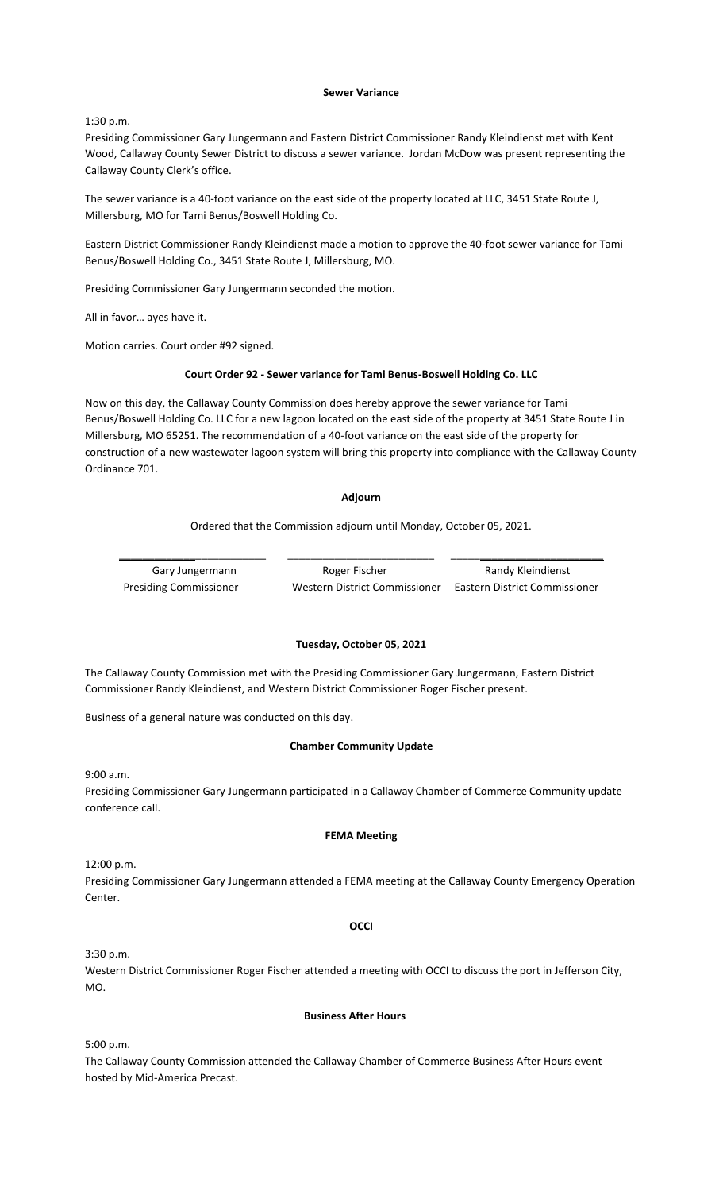#### **Sewer Variance**

1:30 p.m.

Presiding Commissioner Gary Jungermann and Eastern District Commissioner Randy Kleindienst met with Kent Wood, Callaway County Sewer District to discuss a sewer variance. Jordan McDow was present representing the Callaway County Clerk's office.

The sewer variance is a 40-foot variance on the east side of the property located at LLC, 3451 State Route J, Millersburg, MO for Tami Benus/Boswell Holding Co.

Eastern District Commissioner Randy Kleindienst made a motion to approve the 40-foot sewer variance for Tami Benus/Boswell Holding Co., 3451 State Route J, Millersburg, MO.

Presiding Commissioner Gary Jungermann seconded the motion.

All in favor… ayes have it.

Motion carries. Court order #92 signed.

#### **Court Order 92 - Sewer variance for Tami Benus-Boswell Holding Co. LLC**

Now on this day, the Callaway County Commission does hereby approve the sewer variance for Tami Benus/Boswell Holding Co. LLC for a new lagoon located on the east side of the property at 3451 State Route J in Millersburg, MO 65251. The recommendation of a 40-foot variance on the east side of the property for construction of a new wastewater lagoon system will bring this property into compliance with the Callaway County Ordinance 701.

#### **Adjourn**

Ordered that the Commission adjourn until Monday, October 05, 2021.

| \_\_\_\_\_\_\_\_\_\_\_\_\_\_\_\_\_\_\_\_\_\_\_\_ | \_\_\_\_\_\_\_\_\_\_\_\_\_\_\_\_\_\_\_\_\_\_\_\_ | \_\_\_\_\_\_\_\_\_\_\_\_\_\_\_\_\_\_\_\_\_\_\_\_ |
|---|---|---|
| Gary Jungermann | Roger Fischer | Randy Kleindienst |
| Presiding Commissioner | Western District Commissioner | Eastern District Commissioner |

#### **Tuesday, October 05, 2021**

The Callaway County Commission met with the Presiding Commissioner Gary Jungermann, Eastern District Commissioner Randy Kleindienst, and Western District Commissioner Roger Fischer present.

Business of a general nature was conducted on this day.

#### **Chamber Community Update**

9:00 a.m.

Presiding Commissioner Gary Jungermann participated in a Callaway Chamber of Commerce Community update conference call.

#### **FEMA Meeting**

12:00 p.m.

Presiding Commissioner Gary Jungermann attended a FEMA meeting at the Callaway County Emergency Operation Center.

#### **OCCI**

3:30 p.m.

Western District Commissioner Roger Fischer attended a meeting with OCCI to discuss the port in Jefferson City, MO.

#### **Business After Hours**

5:00 p.m.

The Callaway County Commission attended the Callaway Chamber of Commerce Business After Hours event hosted by Mid-America Precast.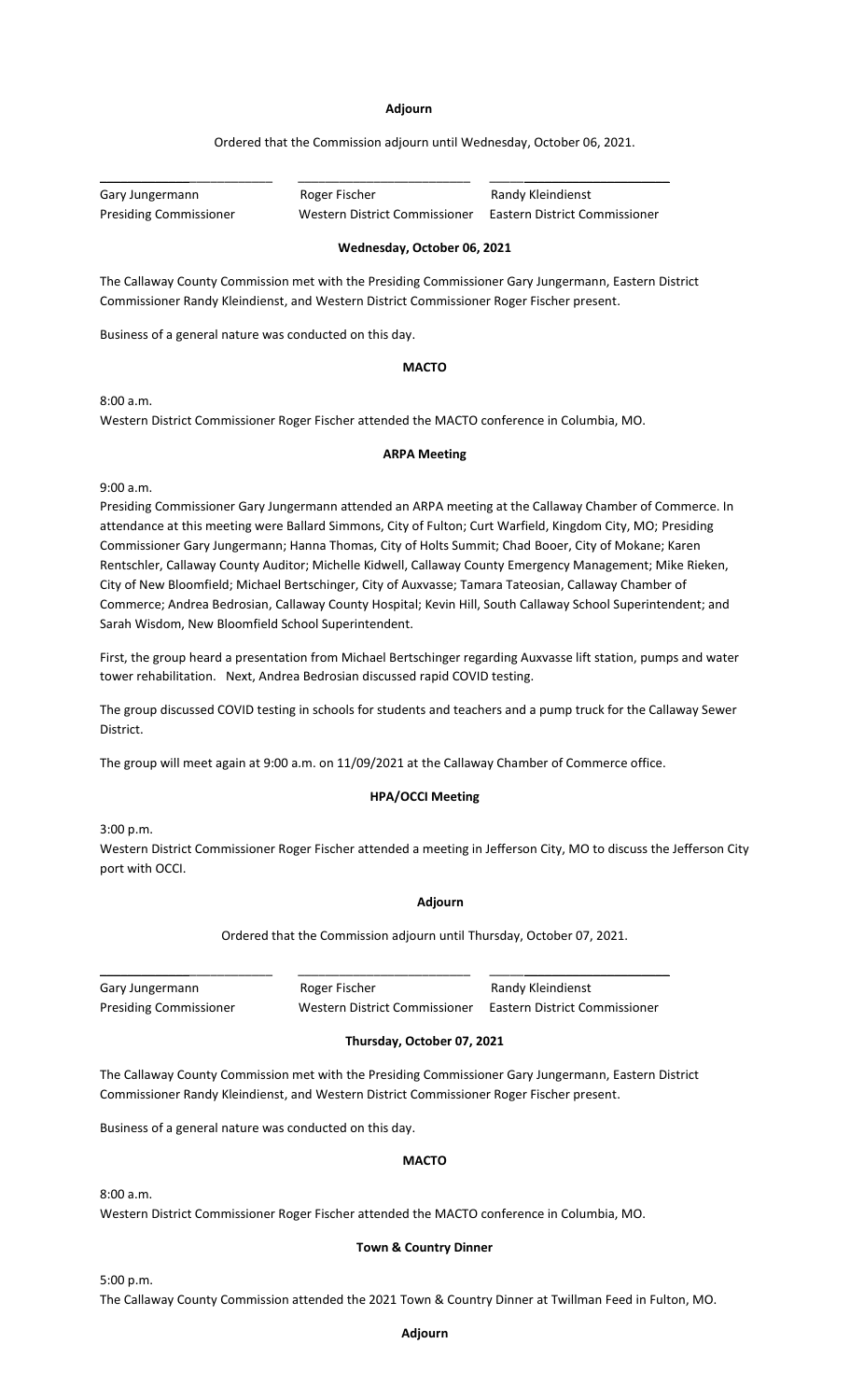**Adjourn**

Ordered that the Commission adjourn until Wednesday, October 06, 2021.

| \_\_\_\_\_\_\_\_\_\_\_\_\_\_\_\_\_\_\_\_\_\_\_\_ | \_\_\_\_\_\_\_\_\_\_\_\_\_\_\_\_\_\_\_\_\_\_\_\_ | \_\_\_\_\_\_\_\_\_\_\_\_\_\_\_\_\_\_\_\_\_\_\_\_ |
|---|---|---|
| Gary Jungermann | Roger Fischer | Randy Kleindienst |
| Presiding Commissioner | Western District Commissioner | Eastern District Commissioner |

**Wednesday, October 06, 2021**

The Callaway County Commission met with the Presiding Commissioner Gary Jungermann, Eastern District Commissioner Randy Kleindienst, and Western District Commissioner Roger Fischer present.

Business of a general nature was conducted on this day.

**MACTO**

8:00 a.m.
Western District Commissioner Roger Fischer attended the MACTO conference in Columbia, MO.

**ARPA Meeting**

9:00 a.m.
Presiding Commissioner Gary Jungermann attended an ARPA meeting at the Callaway Chamber of Commerce. In attendance at this meeting were Ballard Simmons, City of Fulton; Curt Warfield, Kingdom City, MO; Presiding Commissioner Gary Jungermann; Hanna Thomas, City of Holts Summit; Chad Booer, City of Mokane; Karen Rentschler, Callaway County Auditor; Michelle Kidwell, Callaway County Emergency Management; Mike Rieken, City of New Bloomfield; Michael Bertschinger, City of Auxvasse; Tamara Tateosian, Callaway Chamber of Commerce; Andrea Bedrosian, Callaway County Hospital; Kevin Hill, South Callaway School Superintendent; and Sarah Wisdom, New Bloomfield School Superintendent.

First, the group heard a presentation from Michael Bertschinger regarding Auxvasse lift station, pumps and water tower rehabilitation. Next, Andrea Bedrosian discussed rapid COVID testing.

The group discussed COVID testing in schools for students and teachers and a pump truck for the Callaway Sewer District.

The group will meet again at 9:00 a.m. on 11/09/2021 at the Callaway Chamber of Commerce office.

**HPA/OCCI Meeting**

3:00 p.m.
Western District Commissioner Roger Fischer attended a meeting in Jefferson City, MO to discuss the Jefferson City port with OCCI.

**Adjourn**

Ordered that the Commission adjourn until Thursday, October 07, 2021.

| \_\_\_\_\_\_\_\_\_\_\_\_\_\_\_\_\_\_\_\_\_\_\_\_ | \_\_\_\_\_\_\_\_\_\_\_\_\_\_\_\_\_\_\_\_\_\_\_\_ | \_\_\_\_\_\_\_\_\_\_\_\_\_\_\_\_\_\_\_\_\_\_\_\_ |
|---|---|---|
| Gary Jungermann | Roger Fischer | Randy Kleindienst |
| Presiding Commissioner | Western District Commissioner | Eastern District Commissioner |

**Thursday, October 07, 2021**

The Callaway County Commission met with the Presiding Commissioner Gary Jungermann, Eastern District Commissioner Randy Kleindienst, and Western District Commissioner Roger Fischer present.

Business of a general nature was conducted on this day.

**MACTO**

8:00 a.m.
Western District Commissioner Roger Fischer attended the MACTO conference in Columbia, MO.

**Town & Country Dinner**

5:00 p.m.
The Callaway County Commission attended the 2021 Town & Country Dinner at Twillman Feed in Fulton, MO.

**Adjourn**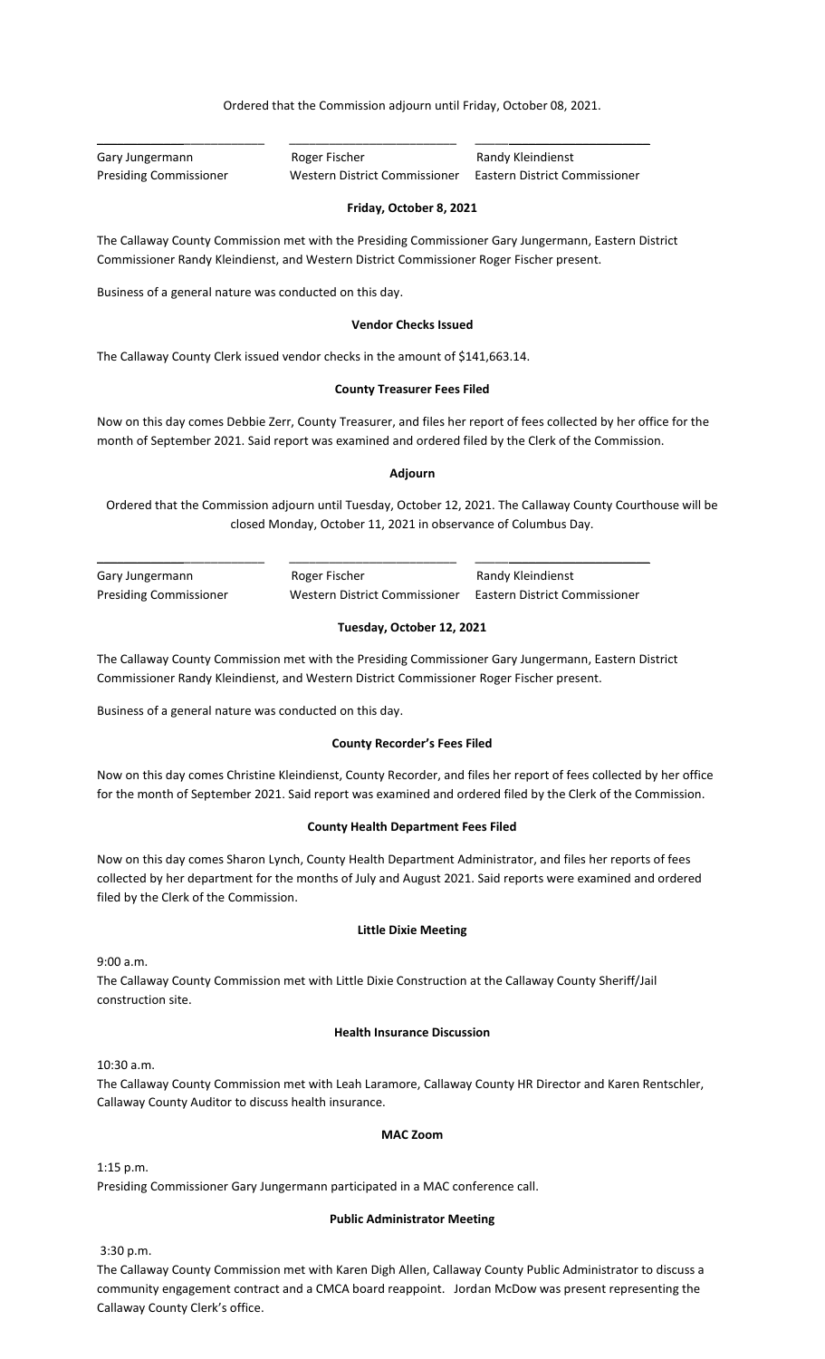Ordered that the Commission adjourn until Friday, October 08, 2021.

Gary Jungermann — Presiding Commissioner
Roger Fischer — Western District Commissioner
Randy Kleindienst — Eastern District Commissioner

**Friday, October 8, 2021**

The Callaway County Commission met with the Presiding Commissioner Gary Jungermann, Eastern District Commissioner Randy Kleindienst, and Western District Commissioner Roger Fischer present.

Business of a general nature was conducted on this day.

**Vendor Checks Issued**

The Callaway County Clerk issued vendor checks in the amount of $141,663.14.

**County Treasurer Fees Filed**

Now on this day comes Debbie Zerr, County Treasurer, and files her report of fees collected by her office for the month of September 2021. Said report was examined and ordered filed by the Clerk of the Commission.

**Adjourn**

Ordered that the Commission adjourn until Tuesday, October 12, 2021. The Callaway County Courthouse will be closed Monday, October 11, 2021 in observance of Columbus Day.

Gary Jungermann — Presiding Commissioner
Roger Fischer — Western District Commissioner
Randy Kleindienst — Eastern District Commissioner

**Tuesday, October 12, 2021**

The Callaway County Commission met with the Presiding Commissioner Gary Jungermann, Eastern District Commissioner Randy Kleindienst, and Western District Commissioner Roger Fischer present.

Business of a general nature was conducted on this day.

**County Recorder's Fees Filed**

Now on this day comes Christine Kleindienst, County Recorder, and files her report of fees collected by her office for the month of September 2021. Said report was examined and ordered filed by the Clerk of the Commission.

**County Health Department Fees Filed**

Now on this day comes Sharon Lynch, County Health Department Administrator, and files her reports of fees collected by her department for the months of July and August 2021. Said reports were examined and ordered filed by the Clerk of the Commission.

**Little Dixie Meeting**

9:00 a.m.
The Callaway County Commission met with Little Dixie Construction at the Callaway County Sheriff/Jail construction site.

**Health Insurance Discussion**

10:30 a.m.
The Callaway County Commission met with Leah Laramore, Callaway County HR Director and Karen Rentschler, Callaway County Auditor to discuss health insurance.

**MAC Zoom**

1:15 p.m.
Presiding Commissioner Gary Jungermann participated in a MAC conference call.

**Public Administrator Meeting**

3:30 p.m.
The Callaway County Commission met with Karen Digh Allen, Callaway County Public Administrator to discuss a community engagement contract and a CMCA board reappoint. Jordan McDow was present representing the Callaway County Clerk's office.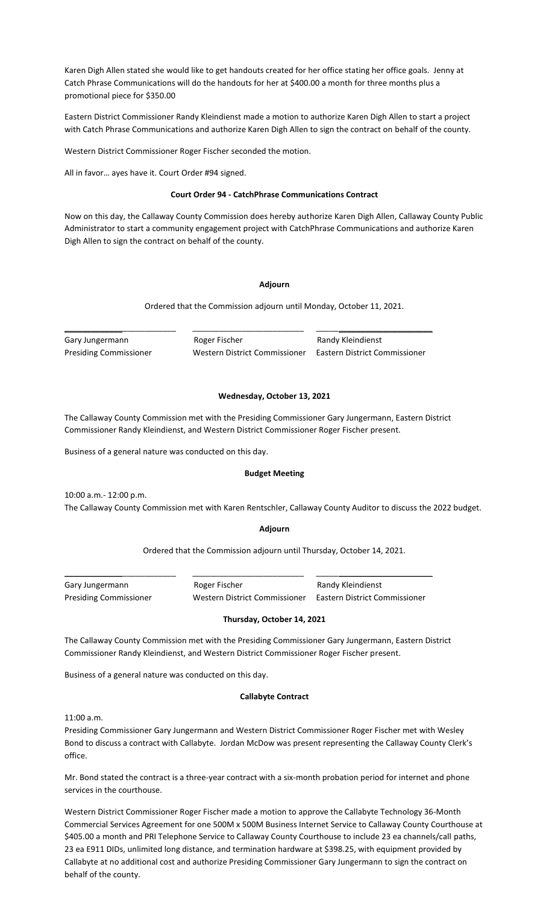Karen Digh Allen stated she would like to get handouts created for her office stating her office goals. Jenny at Catch Phrase Communications will do the handouts for her at $400.00 a month for three months plus a promotional piece for $350.00

Eastern District Commissioner Randy Kleindienst made a motion to authorize Karen Digh Allen to start a project with Catch Phrase Communications and authorize Karen Digh Allen to sign the contract on behalf of the county.

Western District Commissioner Roger Fischer seconded the motion.

All in favor… ayes have it. Court Order #94 signed.

**Court Order 94 - CatchPhrase Communications Contract**

Now on this day, the Callaway County Commission does hereby authorize Karen Digh Allen, Callaway County Public Administrator to start a community engagement project with CatchPhrase Communications and authorize Karen Digh Allen to sign the contract on behalf of the county.

**Adjourn**

Ordered that the Commission adjourn until Monday, October 11, 2021.

| \_\_\_\_\_\_\_\_\_\_\_\_\_\_\_\_\_\_\_\_ | \_\_\_\_\_\_\_\_\_\_\_\_\_\_\_\_\_\_\_\_ | \_\_\_\_\_\_\_\_\_\_\_\_\_\_\_\_\_\_\_\_ |
|---|---|---|
| Gary Jungermann | Roger Fischer | Randy Kleindienst |
| Presiding Commissioner | Western District Commissioner | Eastern District Commissioner |

**Wednesday, October 13, 2021**

The Callaway County Commission met with the Presiding Commissioner Gary Jungermann, Eastern District Commissioner Randy Kleindienst, and Western District Commissioner Roger Fischer present.

Business of a general nature was conducted on this day.

**Budget Meeting**

10:00 a.m.- 12:00 p.m.
The Callaway County Commission met with Karen Rentschler, Callaway County Auditor to discuss the 2022 budget.

**Adjourn**

Ordered that the Commission adjourn until Thursday, October 14, 2021.

| \_\_\_\_\_\_\_\_\_\_\_\_\_\_\_\_\_\_\_\_ | \_\_\_\_\_\_\_\_\_\_\_\_\_\_\_\_\_\_\_\_ | \_\_\_\_\_\_\_\_\_\_\_\_\_\_\_\_\_\_\_\_ |
|---|---|---|
| Gary Jungermann | Roger Fischer | Randy Kleindienst |
| Presiding Commissioner | Western District Commissioner | Eastern District Commissioner |

**Thursday, October 14, 2021**

The Callaway County Commission met with the Presiding Commissioner Gary Jungermann, Eastern District Commissioner Randy Kleindienst, and Western District Commissioner Roger Fischer present.

Business of a general nature was conducted on this day.

**Callabyte Contract**

11:00 a.m.

Presiding Commissioner Gary Jungermann and Western District Commissioner Roger Fischer met with Wesley Bond to discuss a contract with Callabyte. Jordan McDow was present representing the Callaway County Clerk's office.

Mr. Bond stated the contract is a three-year contract with a six-month probation period for internet and phone services in the courthouse.

Western District Commissioner Roger Fischer made a motion to approve the Callabyte Technology 36-Month Commercial Services Agreement for one 500M x 500M Business Internet Service to Callaway County Courthouse at $405.00 a month and PRI Telephone Service to Callaway County Courthouse to include 23 ea channels/call paths, 23 ea E911 DIDs, unlimited long distance, and termination hardware at $398.25, with equipment provided by Callabyte at no additional cost and authorize Presiding Commissioner Gary Jungermann to sign the contract on behalf of the county.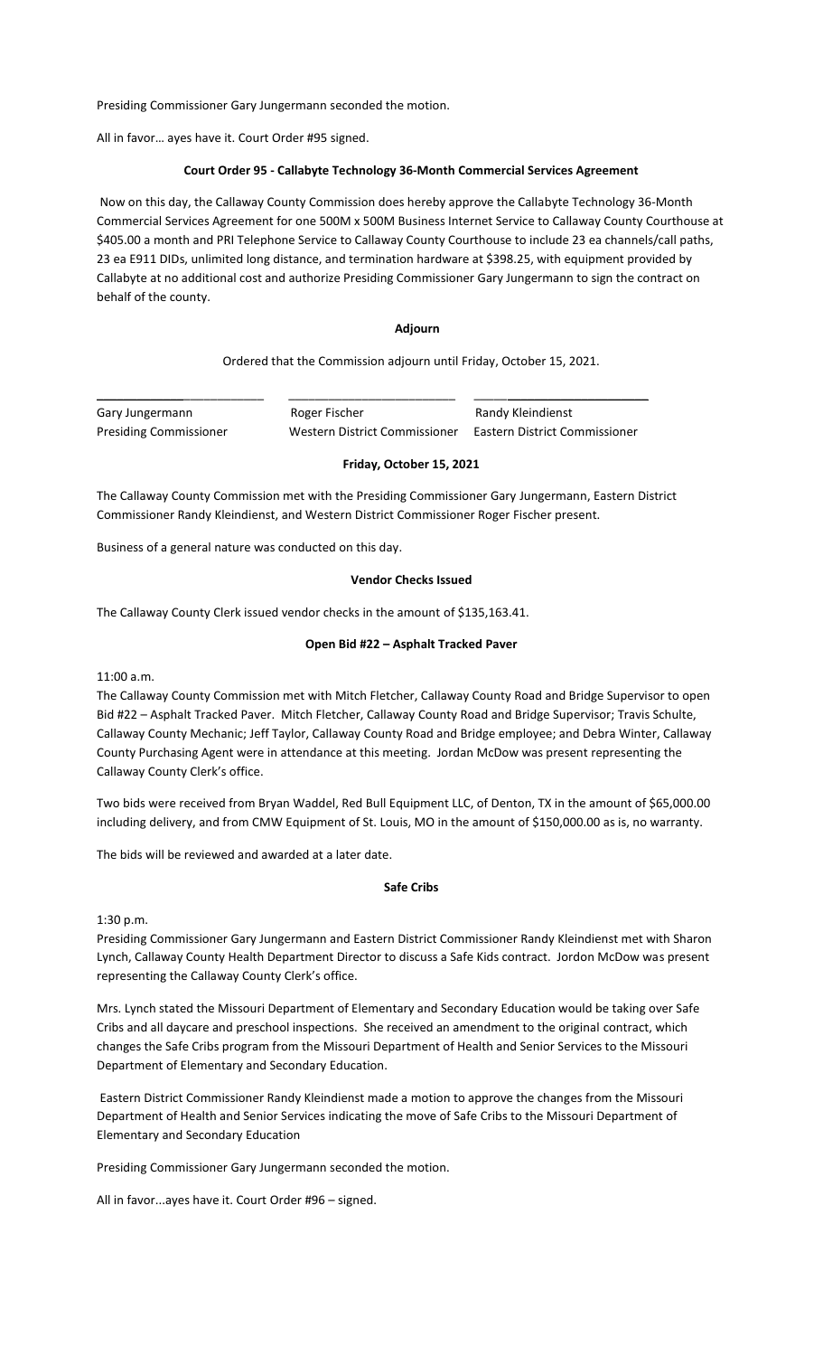Presiding Commissioner Gary Jungermann seconded the motion.

All in favor… ayes have it. Court Order #95 signed.

**Court Order 95 - Callabyte Technology 36-Month Commercial Services Agreement**

Now on this day, the Callaway County Commission does hereby approve the Callabyte Technology 36-Month Commercial Services Agreement for one 500M x 500M Business Internet Service to Callaway County Courthouse at $405.00 a month and PRI Telephone Service to Callaway County Courthouse to include 23 ea channels/call paths, 23 ea E911 DIDs, unlimited long distance, and termination hardware at $398.25, with equipment provided by Callabyte at no additional cost and authorize Presiding Commissioner Gary Jungermann to sign the contract on behalf of the county.

**Adjourn**

Ordered that the Commission adjourn until Friday, October 15, 2021.

| \_\_\_\_\_\_\_\_\_\_\_\_\_\_\_\_\_\_\_\_\_\_\_\_ | \_\_\_\_\_\_\_\_\_\_\_\_\_\_\_\_\_\_\_\_\_\_\_\_ | \_\_\_\_\_\_\_\_\_\_\_\_\_\_\_\_\_\_\_\_\_\_\_\_ |
|---|---|---|
| Gary Jungermann | Roger Fischer | Randy Kleindienst |
| Presiding Commissioner | Western District Commissioner | Eastern District Commissioner |

**Friday, October 15, 2021**

The Callaway County Commission met with the Presiding Commissioner Gary Jungermann, Eastern District Commissioner Randy Kleindienst, and Western District Commissioner Roger Fischer present.

Business of a general nature was conducted on this day.

**Vendor Checks Issued**

The Callaway County Clerk issued vendor checks in the amount of $135,163.41.

**Open Bid #22 – Asphalt Tracked Paver**

11:00 a.m.
The Callaway County Commission met with Mitch Fletcher, Callaway County Road and Bridge Supervisor to open Bid #22 – Asphalt Tracked Paver. Mitch Fletcher, Callaway County Road and Bridge Supervisor; Travis Schulte, Callaway County Mechanic; Jeff Taylor, Callaway County Road and Bridge employee; and Debra Winter, Callaway County Purchasing Agent were in attendance at this meeting. Jordan McDow was present representing the Callaway County Clerk's office.

Two bids were received from Bryan Waddel, Red Bull Equipment LLC, of Denton, TX in the amount of $65,000.00 including delivery, and from CMW Equipment of St. Louis, MO in the amount of $150,000.00 as is, no warranty.

The bids will be reviewed and awarded at a later date.

**Safe Cribs**

1:30 p.m.
Presiding Commissioner Gary Jungermann and Eastern District Commissioner Randy Kleindienst met with Sharon Lynch, Callaway County Health Department Director to discuss a Safe Kids contract. Jordon McDow was present representing the Callaway County Clerk's office.

Mrs. Lynch stated the Missouri Department of Elementary and Secondary Education would be taking over Safe Cribs and all daycare and preschool inspections. She received an amendment to the original contract, which changes the Safe Cribs program from the Missouri Department of Health and Senior Services to the Missouri Department of Elementary and Secondary Education.

Eastern District Commissioner Randy Kleindienst made a motion to approve the changes from the Missouri Department of Health and Senior Services indicating the move of Safe Cribs to the Missouri Department of Elementary and Secondary Education

Presiding Commissioner Gary Jungermann seconded the motion.

All in favor...ayes have it. Court Order #96 – signed.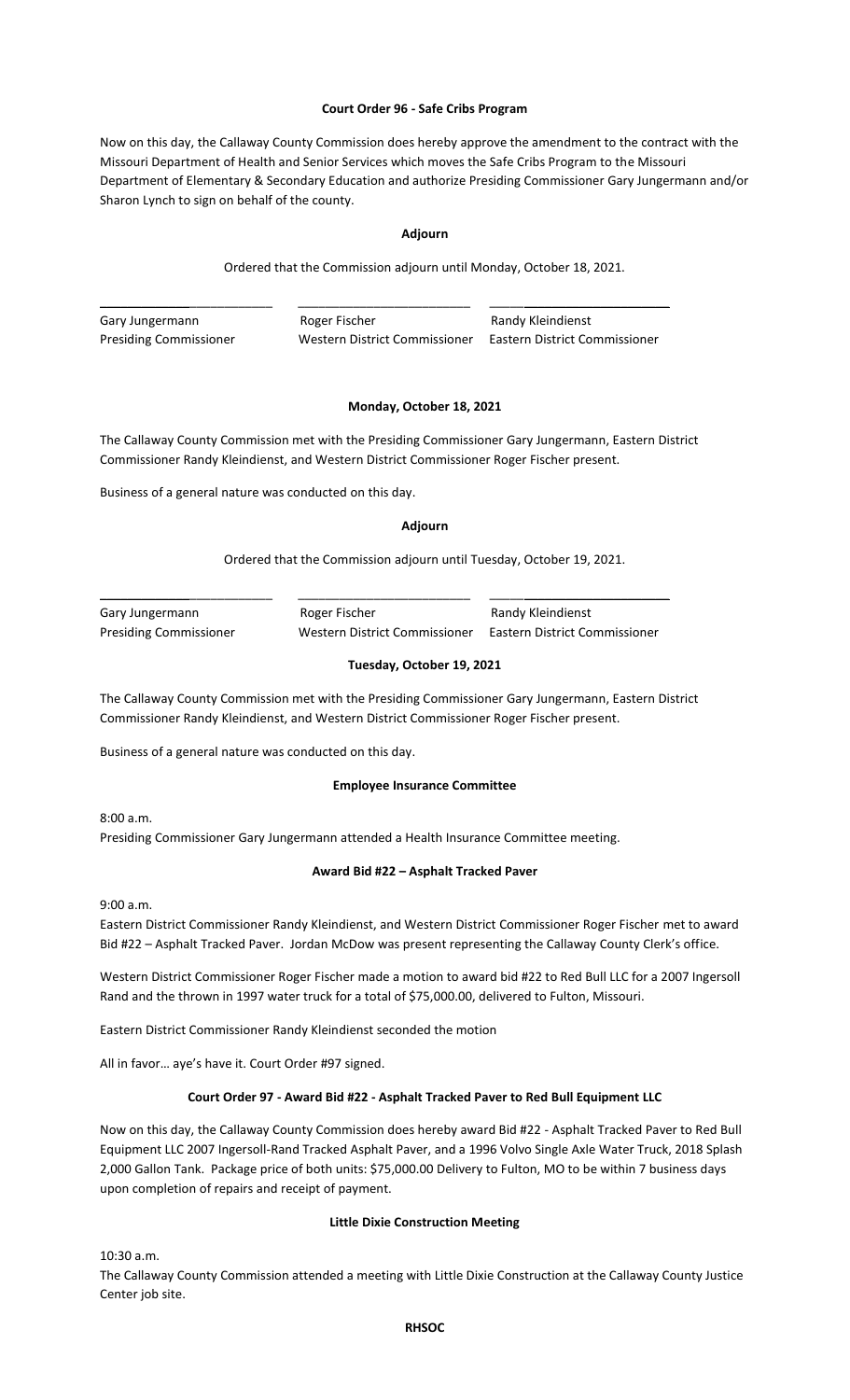**Court Order 96 - Safe Cribs Program**

Now on this day, the Callaway County Commission does hereby approve the amendment to the contract with the Missouri Department of Health and Senior Services which moves the Safe Cribs Program to the Missouri Department of Elementary & Secondary Education and authorize Presiding Commissioner Gary Jungermann and/or Sharon Lynch to sign on behalf of the county.

**Adjourn**

Ordered that the Commission adjourn until Monday, October 18, 2021.

| \_\_\_\_\_\_\_\_\_\_\_\_\_\_\_\_\_\_\_\_\_\_\_\_ | \_\_\_\_\_\_\_\_\_\_\_\_\_\_\_\_\_\_\_\_\_\_\_\_ | \_\_\_\_\_\_\_\_\_\_\_\_\_\_\_\_\_\_\_\_\_\_\_\_ |
|---|---|---|
| Gary Jungermann | Roger Fischer | Randy Kleindienst |
| Presiding Commissioner | Western District Commissioner | Eastern District Commissioner |

**Monday, October 18, 2021**

The Callaway County Commission met with the Presiding Commissioner Gary Jungermann, Eastern District Commissioner Randy Kleindienst, and Western District Commissioner Roger Fischer present.

Business of a general nature was conducted on this day.

**Adjourn**

Ordered that the Commission adjourn until Tuesday, October 19, 2021.

| \_\_\_\_\_\_\_\_\_\_\_\_\_\_\_\_\_\_\_\_\_\_\_\_ | \_\_\_\_\_\_\_\_\_\_\_\_\_\_\_\_\_\_\_\_\_\_\_\_ | \_\_\_\_\_\_\_\_\_\_\_\_\_\_\_\_\_\_\_\_\_\_\_\_ |
|---|---|---|
| Gary Jungermann | Roger Fischer | Randy Kleindienst |
| Presiding Commissioner | Western District Commissioner | Eastern District Commissioner |

**Tuesday, October 19, 2021**

The Callaway County Commission met with the Presiding Commissioner Gary Jungermann, Eastern District Commissioner Randy Kleindienst, and Western District Commissioner Roger Fischer present.

Business of a general nature was conducted on this day.

**Employee Insurance Committee**

8:00 a.m.
Presiding Commissioner Gary Jungermann attended a Health Insurance Committee meeting.

**Award Bid #22 – Asphalt Tracked Paver**

9:00 a.m.
Eastern District Commissioner Randy Kleindienst, and Western District Commissioner Roger Fischer met to award Bid #22 – Asphalt Tracked Paver. Jordan McDow was present representing the Callaway County Clerk's office.

Western District Commissioner Roger Fischer made a motion to award bid #22 to Red Bull LLC for a 2007 Ingersoll Rand and the thrown in 1997 water truck for a total of $75,000.00, delivered to Fulton, Missouri.

Eastern District Commissioner Randy Kleindienst seconded the motion

All in favor… aye's have it. Court Order #97 signed.

**Court Order 97 - Award Bid #22 - Asphalt Tracked Paver to Red Bull Equipment LLC**

Now on this day, the Callaway County Commission does hereby award Bid #22 - Asphalt Tracked Paver to Red Bull Equipment LLC 2007 Ingersoll-Rand Tracked Asphalt Paver, and a 1996 Volvo Single Axle Water Truck, 2018 Splash 2,000 Gallon Tank. Package price of both units: $75,000.00 Delivery to Fulton, MO to be within 7 business days upon completion of repairs and receipt of payment.

**Little Dixie Construction Meeting**

10:30 a.m.
The Callaway County Commission attended a meeting with Little Dixie Construction at the Callaway County Justice Center job site.

**RHSOC**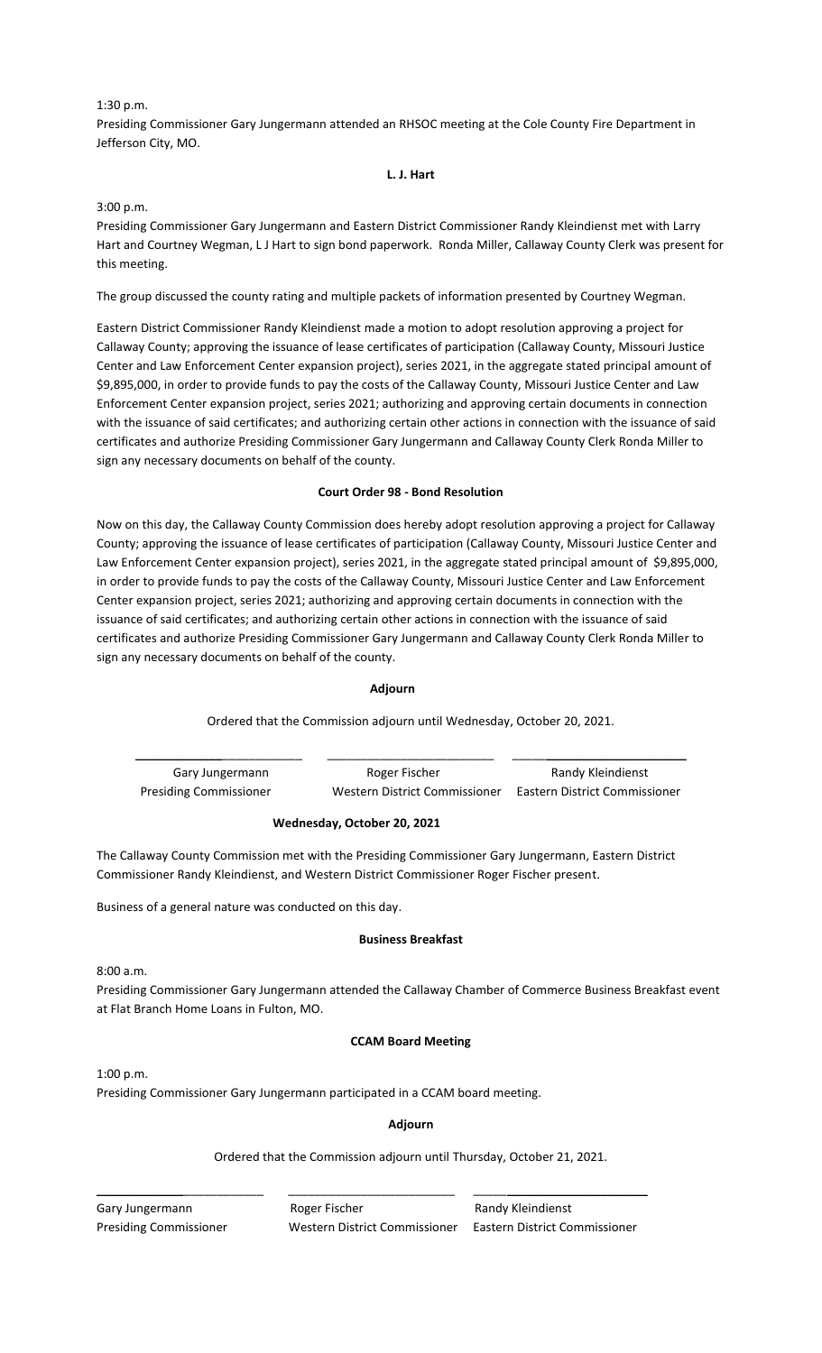1:30 p.m.
Presiding Commissioner Gary Jungermann attended an RHSOC meeting at the Cole County Fire Department in Jefferson City, MO.

**L. J. Hart**

3:00 p.m.
Presiding Commissioner Gary Jungermann and Eastern District Commissioner Randy Kleindienst met with Larry Hart and Courtney Wegman, L J Hart to sign bond paperwork. Ronda Miller, Callaway County Clerk was present for this meeting.

The group discussed the county rating and multiple packets of information presented by Courtney Wegman.

Eastern District Commissioner Randy Kleindienst made a motion to adopt resolution approving a project for Callaway County; approving the issuance of lease certificates of participation (Callaway County, Missouri Justice Center and Law Enforcement Center expansion project), series 2021, in the aggregate stated principal amount of $9,895,000, in order to provide funds to pay the costs of the Callaway County, Missouri Justice Center and Law Enforcement Center expansion project, series 2021; authorizing and approving certain documents in connection with the issuance of said certificates; and authorizing certain other actions in connection with the issuance of said certificates and authorize Presiding Commissioner Gary Jungermann and Callaway County Clerk Ronda Miller to sign any necessary documents on behalf of the county.

**Court Order 98 - Bond Resolution**

Now on this day, the Callaway County Commission does hereby adopt resolution approving a project for Callaway County; approving the issuance of lease certificates of participation (Callaway County, Missouri Justice Center and Law Enforcement Center expansion project), series 2021, in the aggregate stated principal amount of $9,895,000, in order to provide funds to pay the costs of the Callaway County, Missouri Justice Center and Law Enforcement Center expansion project, series 2021; authorizing and approving certain documents in connection with the issuance of said certificates; and authorizing certain other actions in connection with the issuance of said certificates and authorize Presiding Commissioner Gary Jungermann and Callaway County Clerk Ronda Miller to sign any necessary documents on behalf of the county.

**Adjourn**

Ordered that the Commission adjourn until Wednesday, October 20, 2021.

| Gary Jungermann | Roger Fischer | Randy Kleindienst |
|---|---|---|
| Presiding Commissioner | Western District Commissioner | Eastern District Commissioner |

**Wednesday, October 20, 2021**

The Callaway County Commission met with the Presiding Commissioner Gary Jungermann, Eastern District Commissioner Randy Kleindienst, and Western District Commissioner Roger Fischer present.

Business of a general nature was conducted on this day.

**Business Breakfast**

8:00 a.m.
Presiding Commissioner Gary Jungermann attended the Callaway Chamber of Commerce Business Breakfast event at Flat Branch Home Loans in Fulton, MO.

**CCAM Board Meeting**

1:00 p.m.
Presiding Commissioner Gary Jungermann participated in a CCAM board meeting.

**Adjourn**

Ordered that the Commission adjourn until Thursday, October 21, 2021.

| Gary Jungermann | Roger Fischer | Randy Kleindienst |
|---|---|---|
| Presiding Commissioner | Western District Commissioner | Eastern District Commissioner |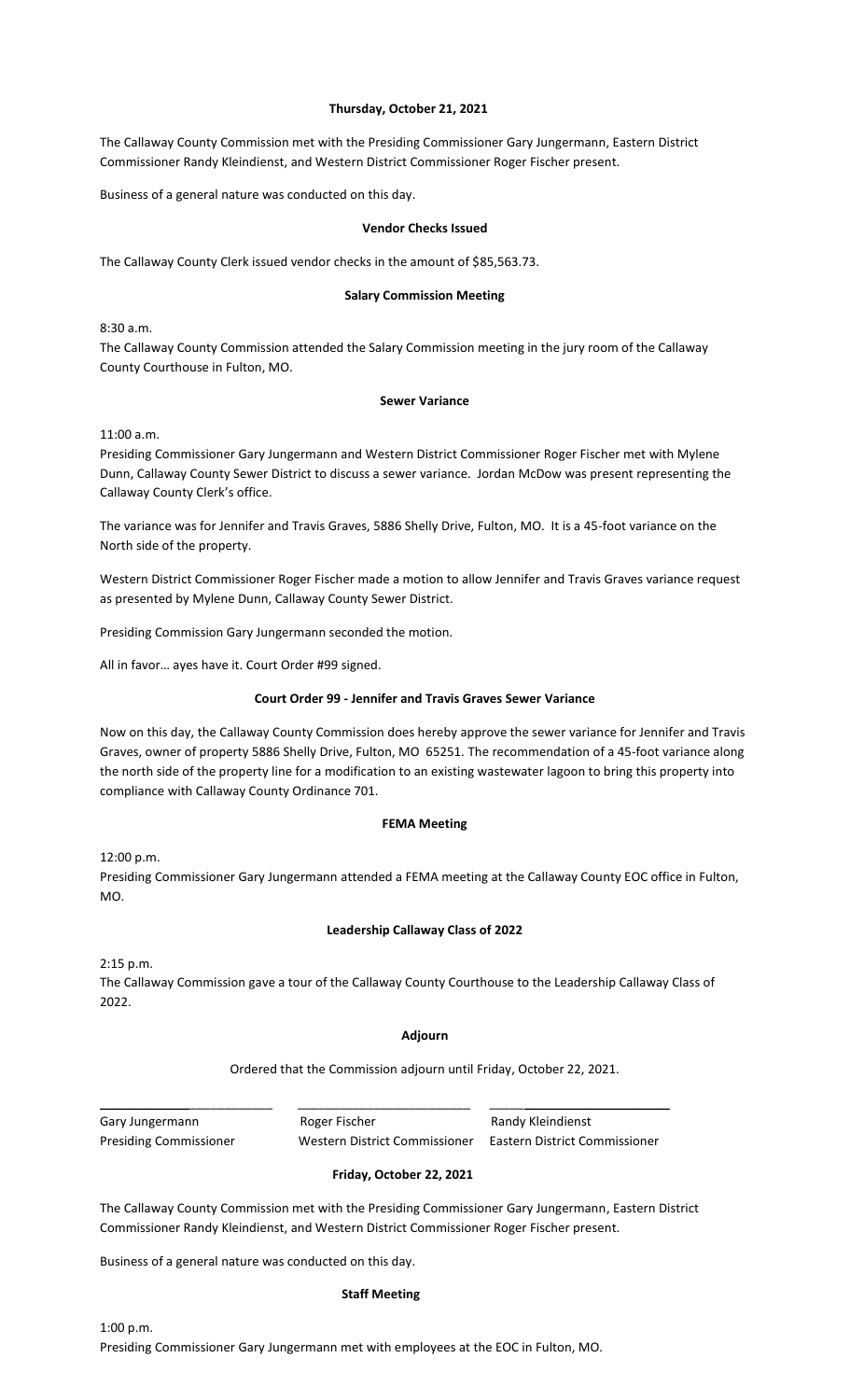**Thursday, October 21, 2021**

The Callaway County Commission met with the Presiding Commissioner Gary Jungermann, Eastern District Commissioner Randy Kleindienst, and Western District Commissioner Roger Fischer present.

Business of a general nature was conducted on this day.

**Vendor Checks Issued**

The Callaway County Clerk issued vendor checks in the amount of $85,563.73.

**Salary Commission Meeting**

8:30 a.m.
The Callaway County Commission attended the Salary Commission meeting in the jury room of the Callaway County Courthouse in Fulton, MO.

**Sewer Variance**

11:00 a.m.
Presiding Commissioner Gary Jungermann and Western District Commissioner Roger Fischer met with Mylene Dunn, Callaway County Sewer District to discuss a sewer variance. Jordan McDow was present representing the Callaway County Clerk's office.

The variance was for Jennifer and Travis Graves, 5886 Shelly Drive, Fulton, MO. It is a 45-foot variance on the North side of the property.

Western District Commissioner Roger Fischer made a motion to allow Jennifer and Travis Graves variance request as presented by Mylene Dunn, Callaway County Sewer District.

Presiding Commission Gary Jungermann seconded the motion.

All in favor… ayes have it. Court Order #99 signed.

**Court Order 99 - Jennifer and Travis Graves Sewer Variance**

Now on this day, the Callaway County Commission does hereby approve the sewer variance for Jennifer and Travis Graves, owner of property 5886 Shelly Drive, Fulton, MO 65251. The recommendation of a 45-foot variance along the north side of the property line for a modification to an existing wastewater lagoon to bring this property into compliance with Callaway County Ordinance 701.

**FEMA Meeting**

12:00 p.m.
Presiding Commissioner Gary Jungermann attended a FEMA meeting at the Callaway County EOC office in Fulton, MO.

**Leadership Callaway Class of 2022**

2:15 p.m.
The Callaway Commission gave a tour of the Callaway County Courthouse to the Leadership Callaway Class of 2022.

**Adjourn**

Ordered that the Commission adjourn until Friday, October 22, 2021.

| ________________________ | ________________________ | ________________________ |
|---|---|---|
| Gary Jungermann | Roger Fischer | Randy Kleindienst |
| Presiding Commissioner | Western District Commissioner | Eastern District Commissioner |

**Friday, October 22, 2021**

The Callaway County Commission met with the Presiding Commissioner Gary Jungermann, Eastern District Commissioner Randy Kleindienst, and Western District Commissioner Roger Fischer present.

Business of a general nature was conducted on this day.

**Staff Meeting**

1:00 p.m.
Presiding Commissioner Gary Jungermann met with employees at the EOC in Fulton, MO.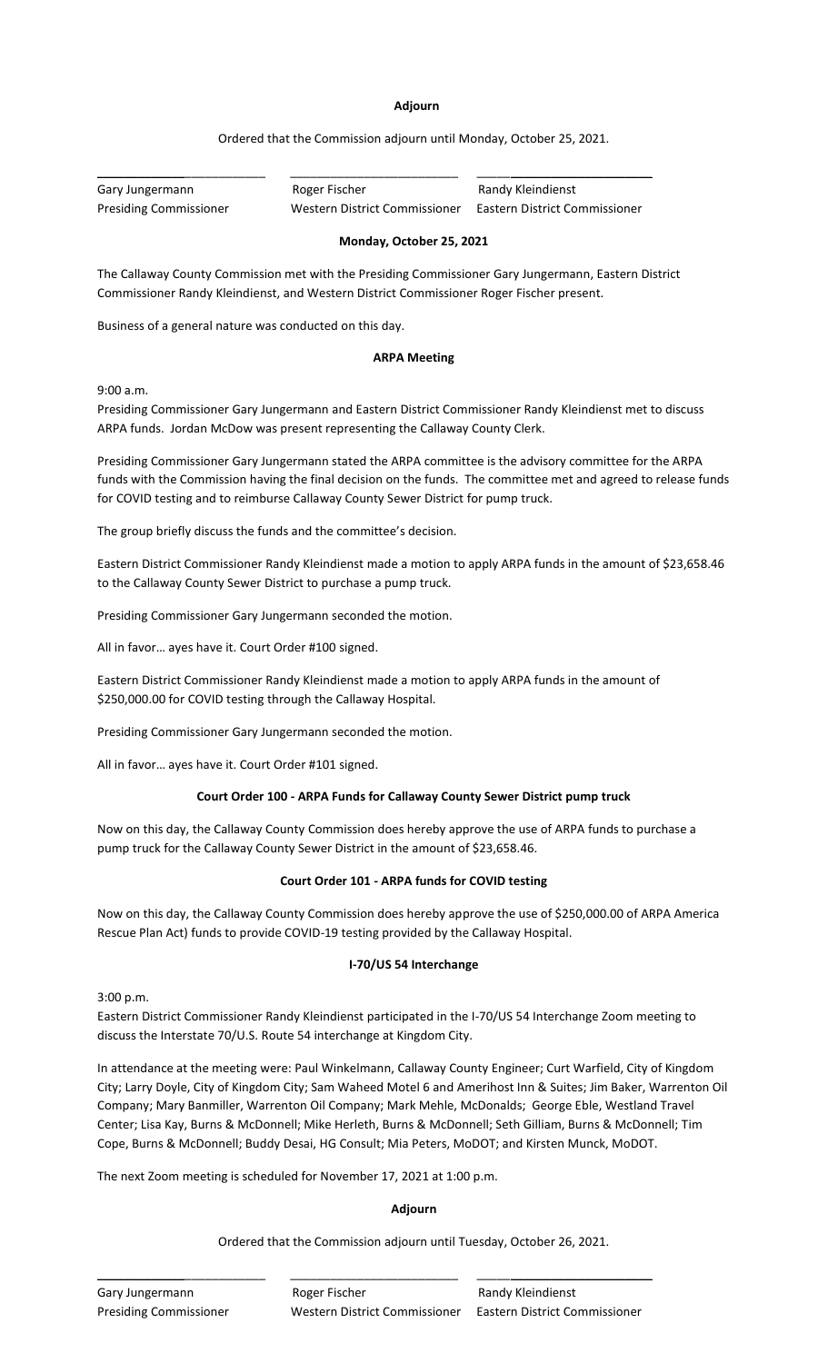**Adjourn**

Ordered that the Commission adjourn until Monday, October 25, 2021.

| ___________________________ | ___________________________ | ___________________________ |
|---|---|---|
| Gary Jungermann | Roger Fischer | Randy Kleindienst |
| Presiding Commissioner | Western District Commissioner | Eastern District Commissioner |

**Monday, October 25, 2021**

The Callaway County Commission met with the Presiding Commissioner Gary Jungermann, Eastern District Commissioner Randy Kleindienst, and Western District Commissioner Roger Fischer present.

Business of a general nature was conducted on this day.

**ARPA Meeting**

9:00 a.m.
Presiding Commissioner Gary Jungermann and Eastern District Commissioner Randy Kleindienst met to discuss ARPA funds. Jordan McDow was present representing the Callaway County Clerk.

Presiding Commissioner Gary Jungermann stated the ARPA committee is the advisory committee for the ARPA funds with the Commission having the final decision on the funds. The committee met and agreed to release funds for COVID testing and to reimburse Callaway County Sewer District for pump truck.

The group briefly discuss the funds and the committee's decision.

Eastern District Commissioner Randy Kleindienst made a motion to apply ARPA funds in the amount of $23,658.46 to the Callaway County Sewer District to purchase a pump truck.

Presiding Commissioner Gary Jungermann seconded the motion.

All in favor… ayes have it. Court Order #100 signed.

Eastern District Commissioner Randy Kleindienst made a motion to apply ARPA funds in the amount of $250,000.00 for COVID testing through the Callaway Hospital.

Presiding Commissioner Gary Jungermann seconded the motion.

All in favor… ayes have it. Court Order #101 signed.

**Court Order 100 - ARPA Funds for Callaway County Sewer District pump truck**

Now on this day, the Callaway County Commission does hereby approve the use of ARPA funds to purchase a pump truck for the Callaway County Sewer District in the amount of $23,658.46.

**Court Order 101 - ARPA funds for COVID testing**

Now on this day, the Callaway County Commission does hereby approve the use of $250,000.00 of ARPA America Rescue Plan Act) funds to provide COVID-19 testing provided by the Callaway Hospital.

**I-70/US 54 Interchange**

3:00 p.m.
Eastern District Commissioner Randy Kleindienst participated in the I-70/US 54 Interchange Zoom meeting to discuss the Interstate 70/U.S. Route 54 interchange at Kingdom City.

In attendance at the meeting were: Paul Winkelmann, Callaway County Engineer; Curt Warfield, City of Kingdom City; Larry Doyle, City of Kingdom City; Sam Waheed Motel 6 and Amerihost Inn & Suites; Jim Baker, Warrenton Oil Company; Mary Banmiller, Warrenton Oil Company; Mark Mehle, McDonalds; George Eble, Westland Travel Center; Lisa Kay, Burns & McDonnell; Mike Herleth, Burns & McDonnell; Seth Gilliam, Burns & McDonnell; Tim Cope, Burns & McDonnell; Buddy Desai, HG Consult; Mia Peters, MoDOT; and Kirsten Munck, MoDOT.

The next Zoom meeting is scheduled for November 17, 2021 at 1:00 p.m.

**Adjourn**

Ordered that the Commission adjourn until Tuesday, October 26, 2021.

| ___________________________ | ___________________________ | ___________________________ |
|---|---|---|
| Gary Jungermann | Roger Fischer | Randy Kleindienst |
| Presiding Commissioner | Western District Commissioner | Eastern District Commissioner |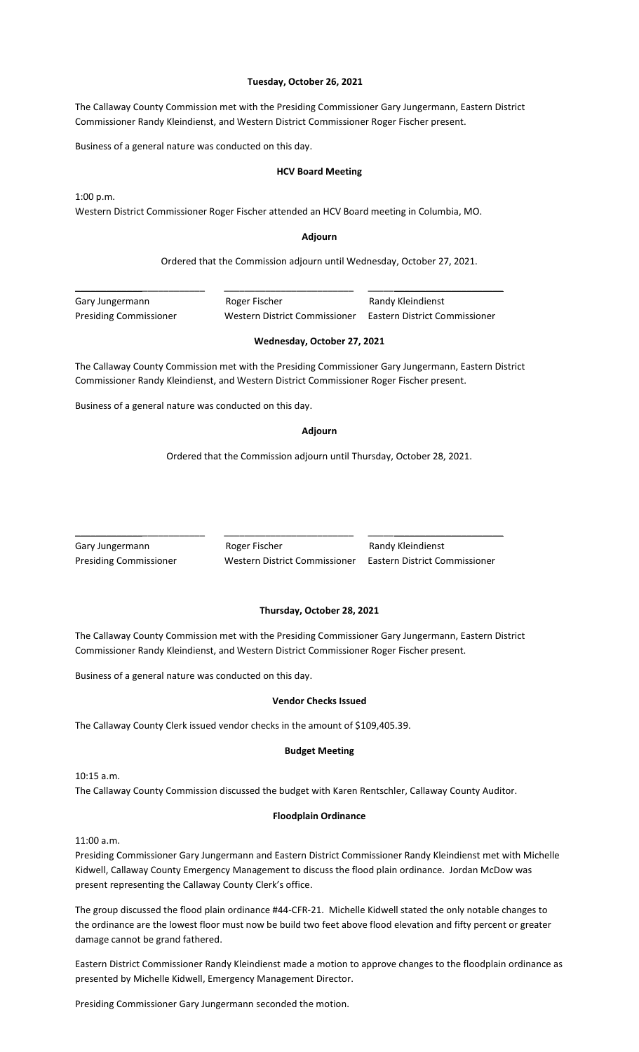**Tuesday, October 26, 2021**

The Callaway County Commission met with the Presiding Commissioner Gary Jungermann, Eastern District Commissioner Randy Kleindienst, and Western District Commissioner Roger Fischer present.

Business of a general nature was conducted on this day.

**HCV Board Meeting**

1:00 p.m.
Western District Commissioner Roger Fischer attended an HCV Board meeting in Columbia, MO.

**Adjourn**

Ordered that the Commission adjourn until Wednesday, October 27, 2021.

| ___________________________ | ___________________________ | ___________________________ |
|---|---|---|
| Gary Jungermann | Roger Fischer | Randy Kleindienst |
| Presiding Commissioner | Western District Commissioner | Eastern District Commissioner |

**Wednesday, October 27, 2021**

The Callaway County Commission met with the Presiding Commissioner Gary Jungermann, Eastern District Commissioner Randy Kleindienst, and Western District Commissioner Roger Fischer present.

Business of a general nature was conducted on this day.

**Adjourn**

Ordered that the Commission adjourn until Thursday, October 28, 2021.

| ___________________________ | ___________________________ | ___________________________ |
|---|---|---|
| Gary Jungermann | Roger Fischer | Randy Kleindienst |
| Presiding Commissioner | Western District Commissioner | Eastern District Commissioner |

**Thursday, October 28, 2021**

The Callaway County Commission met with the Presiding Commissioner Gary Jungermann, Eastern District Commissioner Randy Kleindienst, and Western District Commissioner Roger Fischer present.

Business of a general nature was conducted on this day.

**Vendor Checks Issued**

The Callaway County Clerk issued vendor checks in the amount of $109,405.39.

**Budget Meeting**

10:15 a.m.
The Callaway County Commission discussed the budget with Karen Rentschler, Callaway County Auditor.

**Floodplain Ordinance**

11:00 a.m.
Presiding Commissioner Gary Jungermann and Eastern District Commissioner Randy Kleindienst met with Michelle Kidwell, Callaway County Emergency Management to discuss the flood plain ordinance. Jordan McDow was present representing the Callaway County Clerk's office.

The group discussed the flood plain ordinance #44-CFR-21. Michelle Kidwell stated the only notable changes to the ordinance are the lowest floor must now be build two feet above flood elevation and fifty percent or greater damage cannot be grand fathered.

Eastern District Commissioner Randy Kleindienst made a motion to approve changes to the floodplain ordinance as presented by Michelle Kidwell, Emergency Management Director.

Presiding Commissioner Gary Jungermann seconded the motion.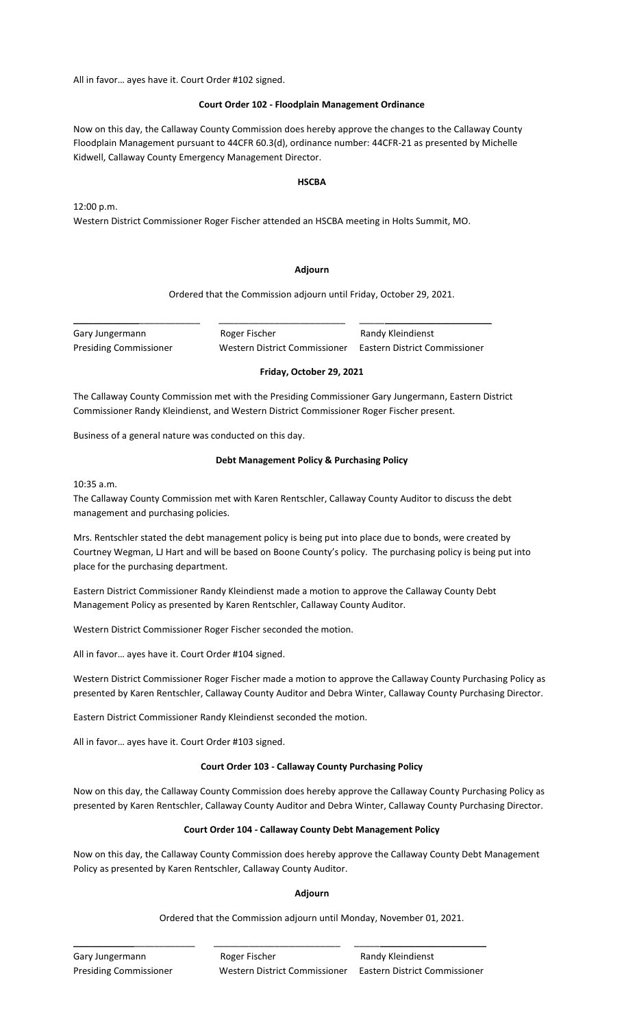All in favor… ayes have it. Court Order #102 signed.

**Court Order 102 - Floodplain Management Ordinance**

Now on this day, the Callaway County Commission does hereby approve the changes to the Callaway County Floodplain Management pursuant to 44CFR 60.3(d), ordinance number: 44CFR-21 as presented by Michelle Kidwell, Callaway County Emergency Management Director.

**HSCBA**

12:00 p.m.
Western District Commissioner Roger Fischer attended an HSCBA meeting in Holts Summit, MO.

**Adjourn**

Ordered that the Commission adjourn until Friday, October 29, 2021.

| | | |
|---|---|---|
| Gary Jungermann | Roger Fischer | Randy Kleindienst |
| Presiding Commissioner | Western District Commissioner | Eastern District Commissioner |

**Friday, October 29, 2021**

The Callaway County Commission met with the Presiding Commissioner Gary Jungermann, Eastern District Commissioner Randy Kleindienst, and Western District Commissioner Roger Fischer present.

Business of a general nature was conducted on this day.

**Debt Management Policy & Purchasing Policy**

10:35 a.m.
The Callaway County Commission met with Karen Rentschler, Callaway County Auditor to discuss the debt management and purchasing policies.

Mrs. Rentschler stated the debt management policy is being put into place due to bonds, were created by Courtney Wegman, LJ Hart and will be based on Boone County's policy. The purchasing policy is being put into place for the purchasing department.

Eastern District Commissioner Randy Kleindienst made a motion to approve the Callaway County Debt Management Policy as presented by Karen Rentschler, Callaway County Auditor.

Western District Commissioner Roger Fischer seconded the motion.

All in favor… ayes have it. Court Order #104 signed.

Western District Commissioner Roger Fischer made a motion to approve the Callaway County Purchasing Policy as presented by Karen Rentschler, Callaway County Auditor and Debra Winter, Callaway County Purchasing Director.

Eastern District Commissioner Randy Kleindienst seconded the motion.

All in favor… ayes have it. Court Order #103 signed.

**Court Order 103 - Callaway County Purchasing Policy**

Now on this day, the Callaway County Commission does hereby approve the Callaway County Purchasing Policy as presented by Karen Rentschler, Callaway County Auditor and Debra Winter, Callaway County Purchasing Director.

**Court Order 104 - Callaway County Debt Management Policy**

Now on this day, the Callaway County Commission does hereby approve the Callaway County Debt Management Policy as presented by Karen Rentschler, Callaway County Auditor.

**Adjourn**

Ordered that the Commission adjourn until Monday, November 01, 2021.

| | | |
|---|---|---|
| Gary Jungermann | Roger Fischer | Randy Kleindienst |
| Presiding Commissioner | Western District Commissioner | Eastern District Commissioner |